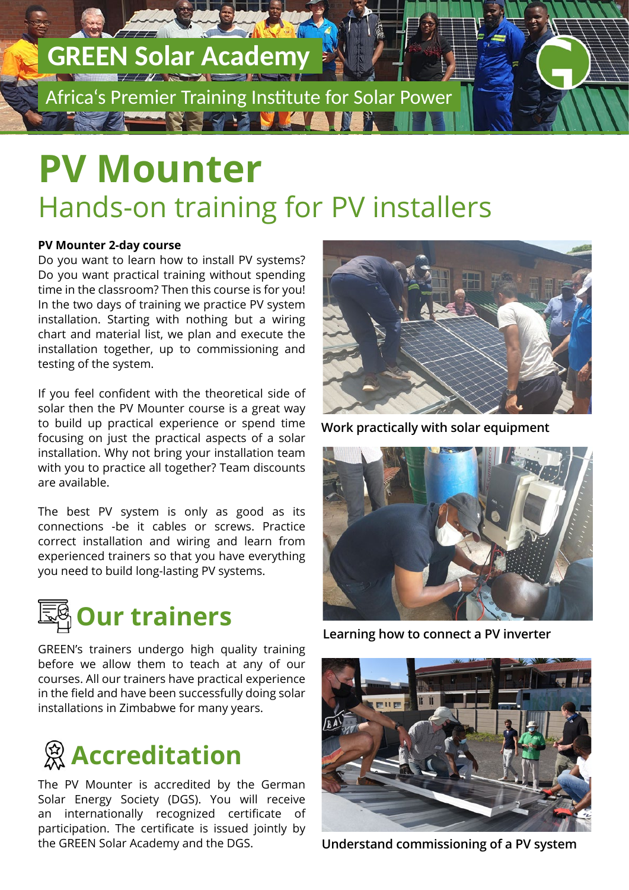GREEN Solar Academy

Africa's Premier Training Institute for Solar Power

# PV Mounter

## Hands-on training for PV installers

**PV Mounter 2-day course**

Do you want to learn how to install PV systems? Do you want practical training without spending time in the classroom? Then this course is for you! In the two days of training we practice PV system installation. Starting with nothing but a wiring chart and material list, we plan and execute the installation together, up to commissioning and testing of the system.

If you feel confident with the theoretical side of solar then the PV Mounter course is a great way to build up practical experience or spend time focusing on just the practical aspects of a solar installation. Why not bring your installation team with you to practice all together? Team discounts are available.

The best PV system is only as good as its connections -be it cables or screws. Practice correct installation and wiring and learn from experienced trainers so that you have everything you need to build long-lasting PV systems.

## Our trainers

GREEN's trainers undergo high quality training before we allow them to teach at any of our courses. All our trainers have practical experience in the field and have been successfully doing solar installations in Zimbabwe for many years.

## Accreditation

The PV Mounter is accredited by the German Solar Energy Society (DGS). You will receive an internationally recognized certificate of participation. The certificate is issued jointly by the GREEN Solar Academy and the DGS.

Work practically with solar equipment

Learning how to connect a PV inverter

Understand commissioning of a PV system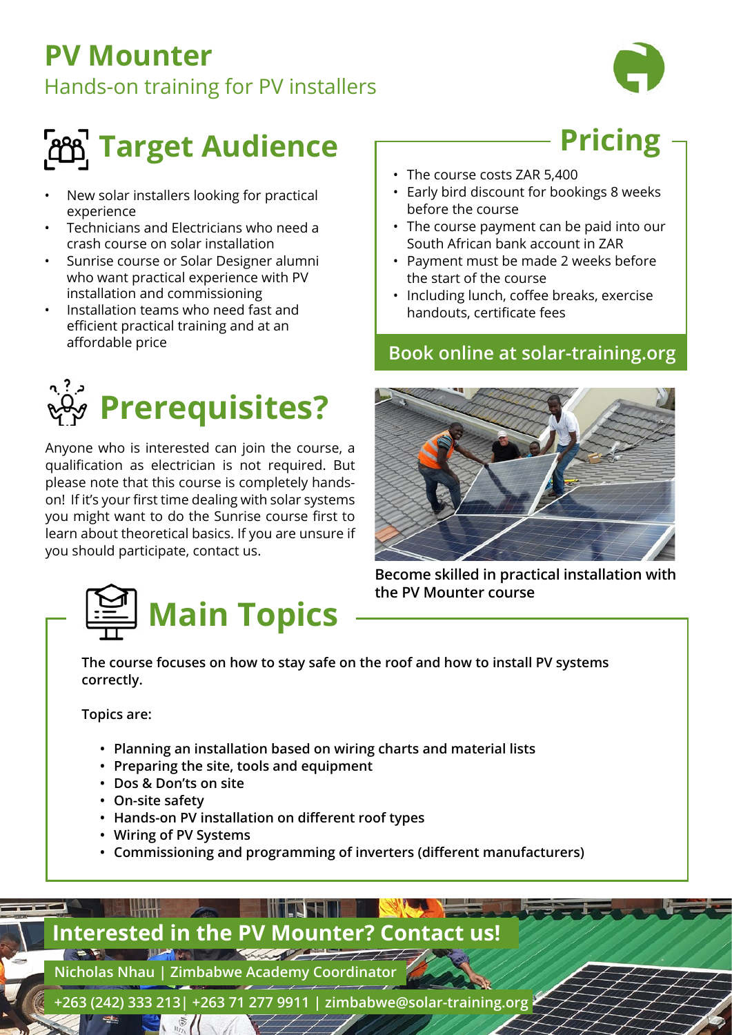# PV Mounter

Hands-on training for PV installers

## Target Audience

- New solar installers looking for practical experience
- Technicians and Electricians who need a crash course on solar installation
- Sunrise course or Solar Designer alumni who want practical experience with PV installation and commissioning
- Installation teams who need fast and efficient practical training and at an affordable price

## Pricing

- The course costs ZAR 5,400
- Early bird discount for bookings 8 weeks before the course
- The course payment can be paid into our South African bank account in ZAR
- Payment must be made 2 weeks before the start of the course
- Including lunch, coffee breaks, exercise handouts, certificate fees

**Book online at solar-training.org**

## Prerequisites?

Anyone who is interested can join the course, a qualification as electrician is not required. But please note that this course is completely hands-on! If it's your first time dealing with solar systems you might want to do the Sunrise course first to learn about theoretical basics. If you are unsure if you should participate, contact us.

**Become skilled in practical installation with the PV Mounter course**

## Main Topics

**The course focuses on how to stay safe on the roof and how to install PV systems correctly.**

**Topics are:**

- **Planning an installation based on wiring charts and material lists**
- **Preparing the site, tools and equipment**
- **Dos & Don'ts on site**
- **On-site safety**
- **Hands-on PV installation on different roof types**
- **Wiring of PV Systems**
- **Commissioning and programming of inverters (different manufacturers)**

## Interested in the PV Mounter? Contact us!

**Nicholas Nhau | Zimbabwe Academy Coordinator**

**+263 (242) 333 213| +263 71 277 9911 | zimbabwe@solar-training.org**